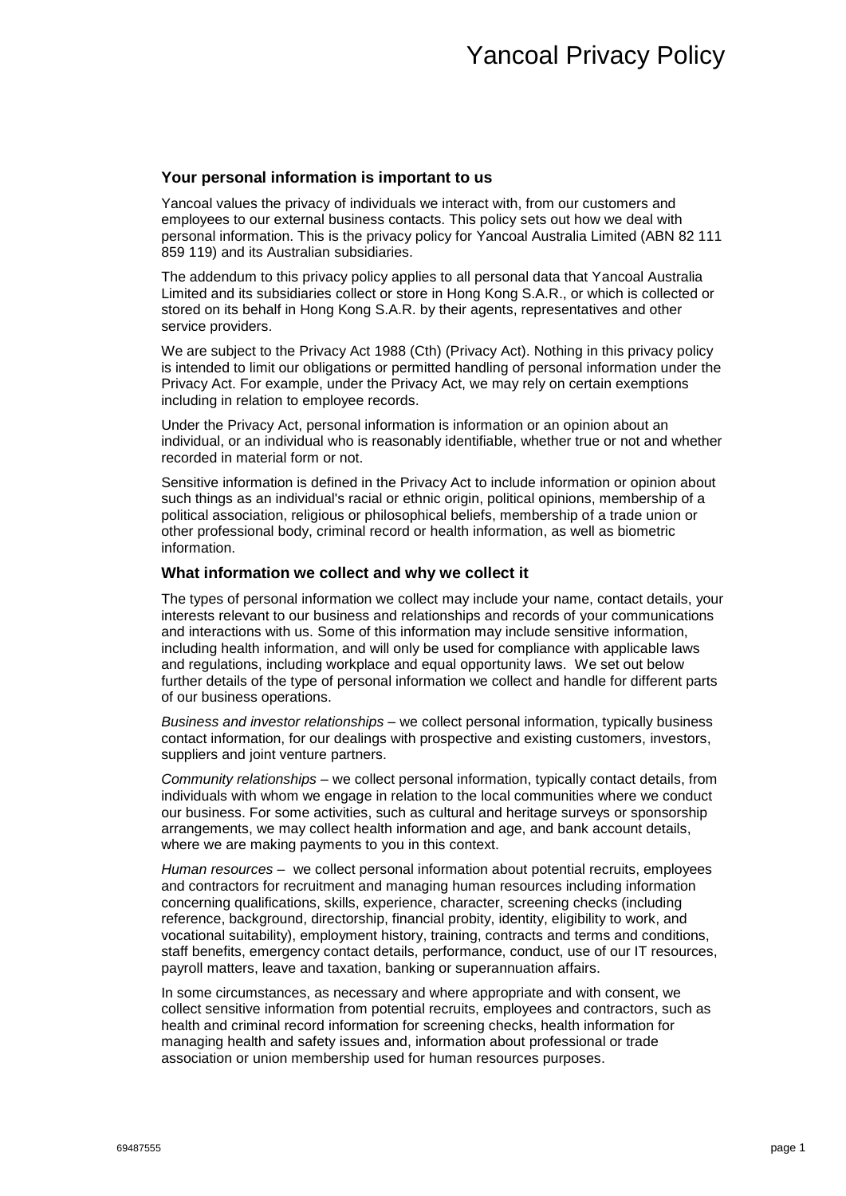# Yancoal Privacy Policy

## Your personal information is important to us

Yancoal values the privacy of individuals we interact with, from our customers and employees to our external business contacts. This policy sets out how we deal with personal information. This is the privacy policy for Yancoal Australia Limited (ABN 82 111 859 119) and its Australian subsidiaries.

The addendum to this privacy policy applies to all personal data that Yancoal Australia Limited and its subsidiaries collect or store in Hong Kong S.A.R., or which is collected or stored on its behalf in Hong Kong S.A.R. by their agents, representatives and other service providers.

We are subject to the Privacy Act 1988 (Cth) (Privacy Act). Nothing in this privacy policy is intended to limit our obligations or permitted handling of personal information under the Privacy Act. For example, under the Privacy Act, we may rely on certain exemptions including in relation to employee records.

Under the Privacy Act, personal information is information or an opinion about an individual, or an individual who is reasonably identifiable, whether true or not and whether recorded in material form or not.

Sensitive information is defined in the Privacy Act to include information or opinion about such things as an individual's racial or ethnic origin, political opinions, membership of a political association, religious or philosophical beliefs, membership of a trade union or other professional body, criminal record or health information, as well as biometric information.

## What information we collect and why we collect it

The types of personal information we collect may include your name, contact details, your interests relevant to our business and relationships and records of your communications and interactions with us. Some of this information may include sensitive information, including health information, and will only be used for compliance with applicable laws and regulations, including workplace and equal opportunity laws. We set out below further details of the type of personal information we collect and handle for different parts of our business operations.

*Business and investor relationships* – we collect personal information, typically business contact information, for our dealings with prospective and existing customers, investors, suppliers and joint venture partners.

*Community relationships* – we collect personal information, typically contact details, from individuals with whom we engage in relation to the local communities where we conduct our business. For some activities, such as cultural and heritage surveys or sponsorship arrangements, we may collect health information and age, and bank account details, where we are making payments to you in this context.

*Human resources* – we collect personal information about potential recruits, employees and contractors for recruitment and managing human resources including information concerning qualifications, skills, experience, character, screening checks (including reference, background, directorship, financial probity, identity, eligibility to work, and vocational suitability), employment history, training, contracts and terms and conditions, staff benefits, emergency contact details, performance, conduct, use of our IT resources, payroll matters, leave and taxation, banking or superannuation affairs.

In some circumstances, as necessary and where appropriate and with consent, we collect sensitive information from potential recruits, employees and contractors, such as health and criminal record information for screening checks, health information for managing health and safety issues and, information about professional or trade association or union membership used for human resources purposes.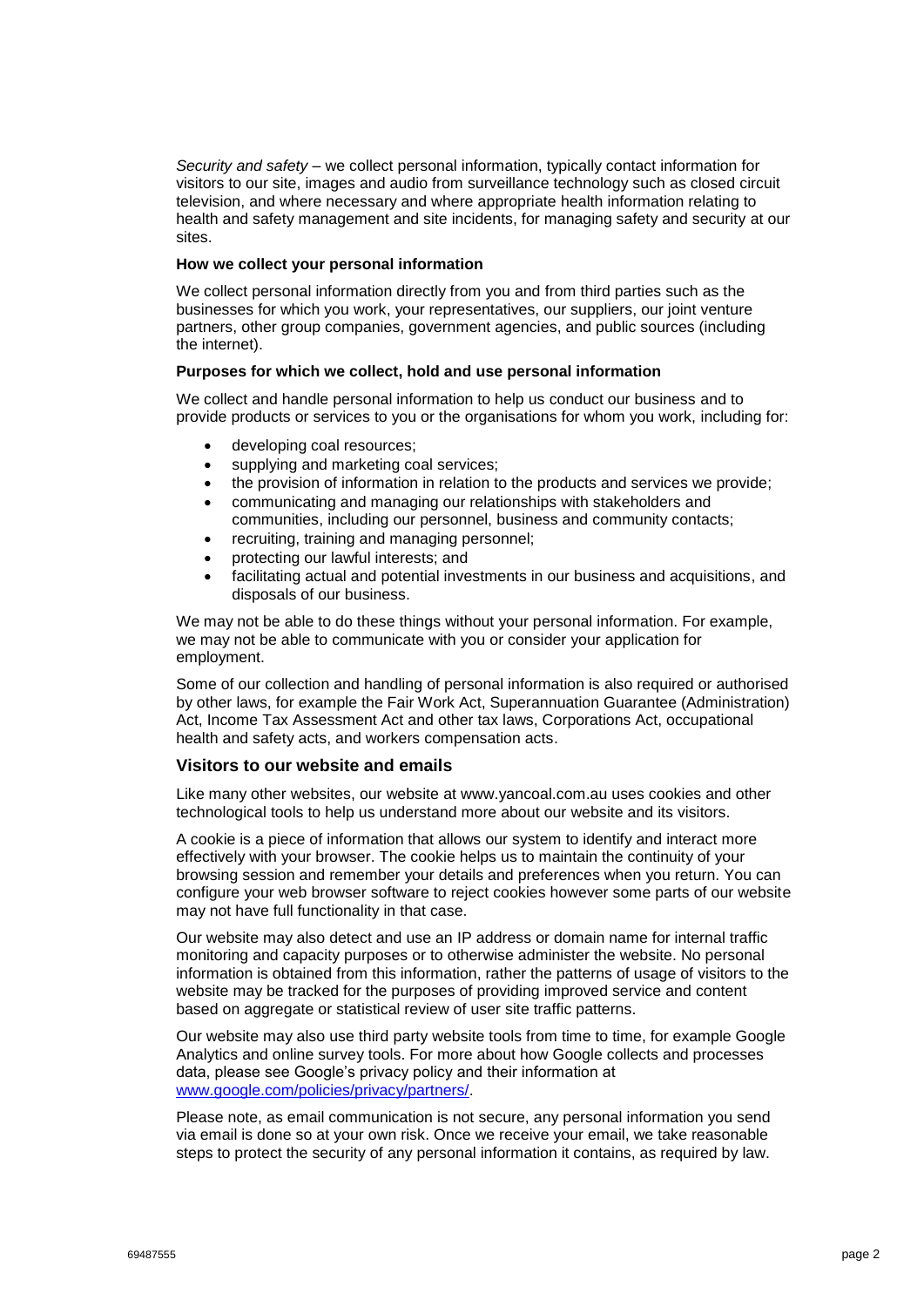*Security and safety* – we collect personal information, typically contact information for visitors to our site, images and audio from surveillance technology such as closed circuit television, and where necessary and where appropriate health information relating to health and safety management and site incidents, for managing safety and security at our sites.

**How we collect your personal information**

We collect personal information directly from you and from third parties such as the businesses for which you work, your representatives, our suppliers, our joint venture partners, other group companies, government agencies, and public sources (including the internet).

**Purposes for which we collect, hold and use personal information**

We collect and handle personal information to help us conduct our business and to provide products or services to you or the organisations for whom you work, including for:

- developing coal resources;
- supplying and marketing coal services;
- the provision of information in relation to the products and services we provide;
- communicating and managing our relationships with stakeholders and communities, including our personnel, business and community contacts;
- recruiting, training and managing personnel;
- protecting our lawful interests; and
- facilitating actual and potential investments in our business and acquisitions, and disposals of our business.

We may not be able to do these things without your personal information. For example, we may not be able to communicate with you or consider your application for employment.

Some of our collection and handling of personal information is also required or authorised by other laws, for example the Fair Work Act, Superannuation Guarantee (Administration) Act, Income Tax Assessment Act and other tax laws, Corporations Act, occupational health and safety acts, and workers compensation acts.

## Visitors to our website and emails

Like many other websites, our website at www.yancoal.com.au uses cookies and other technological tools to help us understand more about our website and its visitors.

A cookie is a piece of information that allows our system to identify and interact more effectively with your browser. The cookie helps us to maintain the continuity of your browsing session and remember your details and preferences when you return. You can configure your web browser software to reject cookies however some parts of our website may not have full functionality in that case.

Our website may also detect and use an IP address or domain name for internal traffic monitoring and capacity purposes or to otherwise administer the website. No personal information is obtained from this information, rather the patterns of usage of visitors to the website may be tracked for the purposes of providing improved service and content based on aggregate or statistical review of user site traffic patterns.

Our website may also use third party website tools from time to time, for example Google Analytics and online survey tools. For more about how Google collects and processes data, please see Google's privacy policy and their information at [www.google.com/policies/privacy/partners/](www.google.com/policies/privacy/partners/).

Please note, as email communication is not secure, any personal information you send via email is done so at your own risk. Once we receive your email, we take reasonable steps to protect the security of any personal information it contains, as required by law.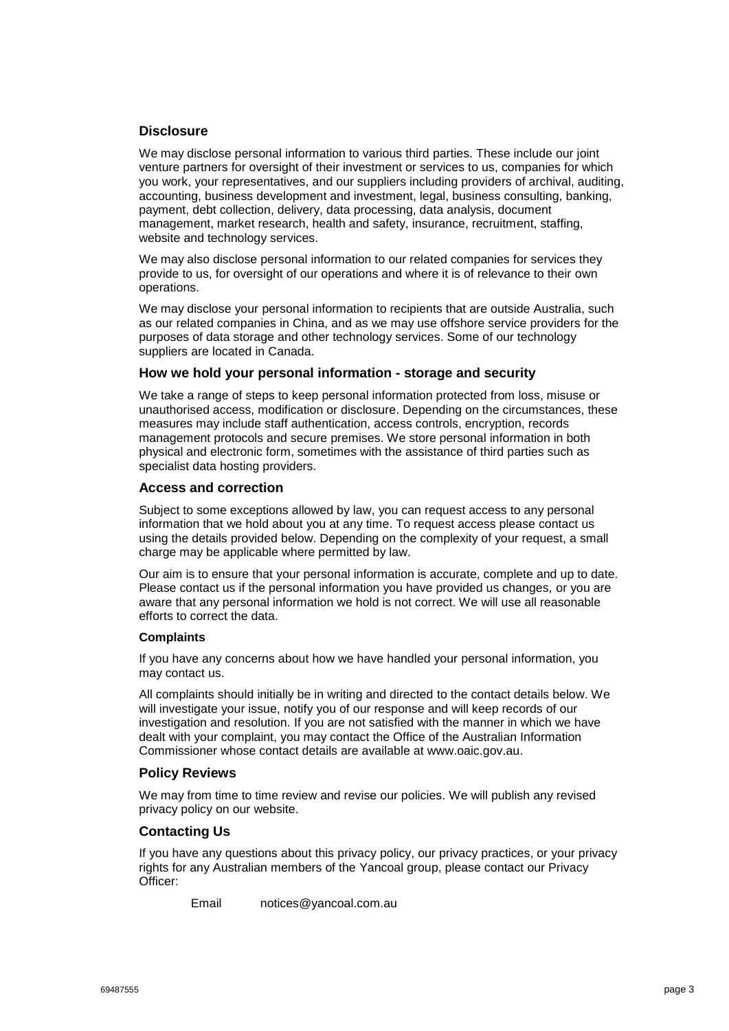## Disclosure

We may disclose personal information to various third parties. These include our joint venture partners for oversight of their investment or services to us, companies for which you work, your representatives, and our suppliers including providers of archival, auditing, accounting, business development and investment, legal, business consulting, banking, payment, debt collection, delivery, data processing, data analysis, document management, market research, health and safety, insurance, recruitment, staffing, website and technology services.

We may also disclose personal information to our related companies for services they provide to us, for oversight of our operations and where it is of relevance to their own operations.

We may disclose your personal information to recipients that are outside Australia, such as our related companies in China, and as we may use offshore service providers for the purposes of data storage and other technology services. Some of our technology suppliers are located in Canada.

## How we hold your personal information - storage and security

We take a range of steps to keep personal information protected from loss, misuse or unauthorised access, modification or disclosure. Depending on the circumstances, these measures may include staff authentication, access controls, encryption, records management protocols and secure premises. We store personal information in both physical and electronic form, sometimes with the assistance of third parties such as specialist data hosting providers.

## Access and correction

Subject to some exceptions allowed by law, you can request access to any personal information that we hold about you at any time. To request access please contact us using the details provided below. Depending on the complexity of your request, a small charge may be applicable where permitted by law.

Our aim is to ensure that your personal information is accurate, complete and up to date. Please contact us if the personal information you have provided us changes, or you are aware that any personal information we hold is not correct. We will use all reasonable efforts to correct the data.

### Complaints

If you have any concerns about how we have handled your personal information, you may contact us.

All complaints should initially be in writing and directed to the contact details below. We will investigate your issue, notify you of our response and will keep records of our investigation and resolution. If you are not satisfied with the manner in which we have dealt with your complaint, you may contact the Office of the Australian Information Commissioner whose contact details are available at www.oaic.gov.au.

## Policy Reviews

We may from time to time review and revise our policies. We will publish any revised privacy policy on our website.

## Contacting Us

If you have any questions about this privacy policy, our privacy practices, or your privacy rights for any Australian members of the Yancoal group, please contact our Privacy Officer:

Email notices@yancoal.com.au

69487555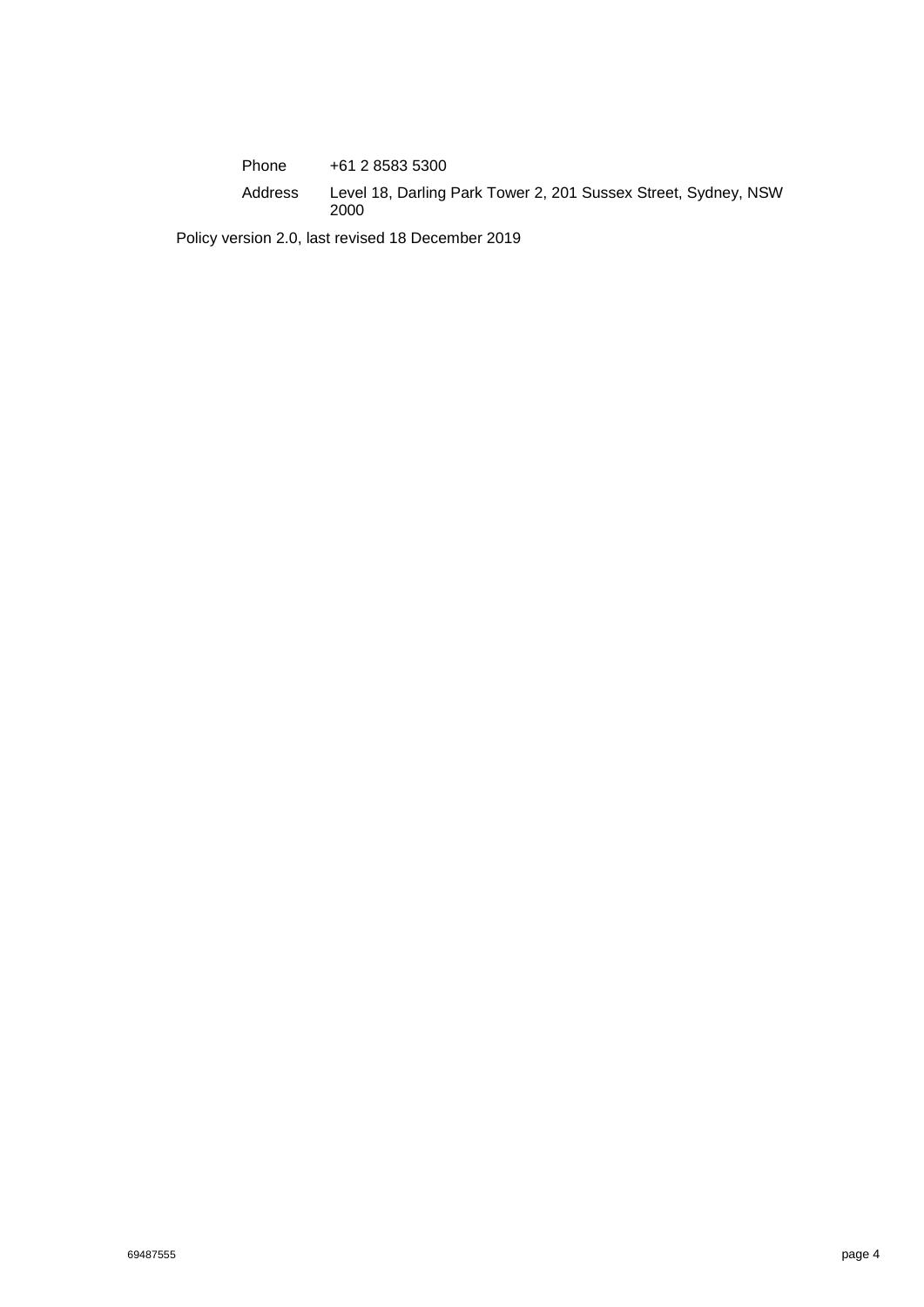| | |
|---|---|
| Phone | +61 2 8583 5300 |
| Address | Level 18, Darling Park Tower 2, 201 Sussex Street, Sydney, NSW 2000 |

Policy version 2.0, last revised 18 December 2019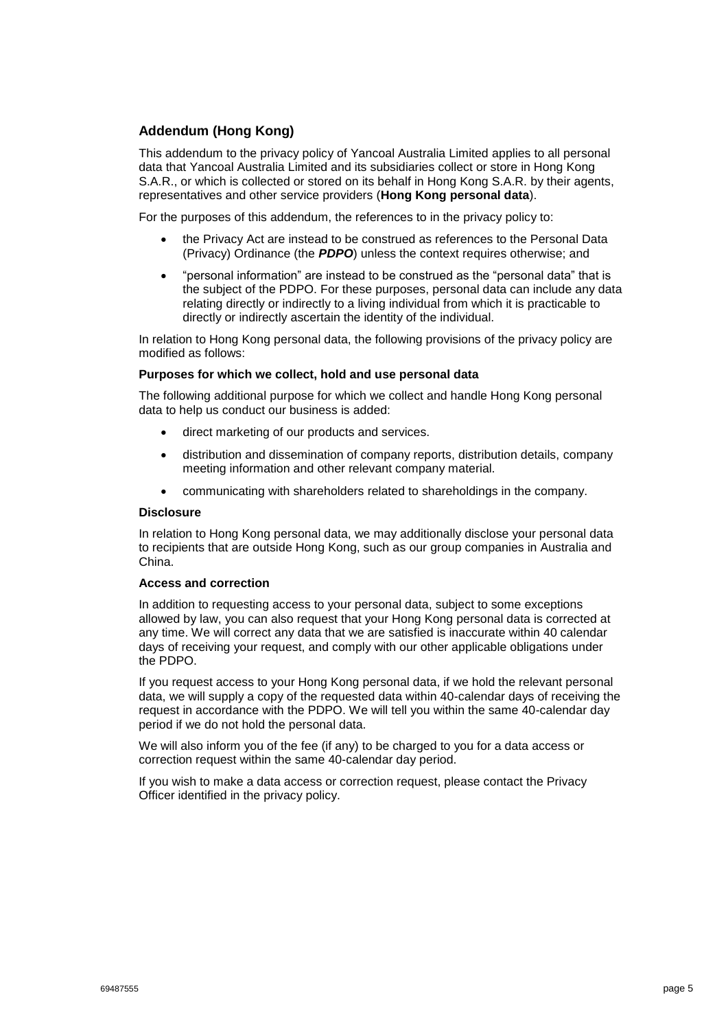## Addendum (Hong Kong)

This addendum to the privacy policy of Yancoal Australia Limited applies to all personal data that Yancoal Australia Limited and its subsidiaries collect or store in Hong Kong S.A.R., or which is collected or stored on its behalf in Hong Kong S.A.R. by their agents, representatives and other service providers (**Hong Kong personal data**).

For the purposes of this addendum, the references to in the privacy policy to:

- the Privacy Act are instead to be construed as references to the Personal Data (Privacy) Ordinance (the ***PDPO***) unless the context requires otherwise; and
- "personal information" are instead to be construed as the "personal data" that is the subject of the PDPO. For these purposes, personal data can include any data relating directly or indirectly to a living individual from which it is practicable to directly or indirectly ascertain the identity of the individual.

In relation to Hong Kong personal data, the following provisions of the privacy policy are modified as follows:

### Purposes for which we collect, hold and use personal data

The following additional purpose for which we collect and handle Hong Kong personal data to help us conduct our business is added:

- direct marketing of our products and services.
- distribution and dissemination of company reports, distribution details, company meeting information and other relevant company material.
- communicating with shareholders related to shareholdings in the company.

### Disclosure

In relation to Hong Kong personal data, we may additionally disclose your personal data to recipients that are outside Hong Kong, such as our group companies in Australia and China.

### Access and correction

In addition to requesting access to your personal data, subject to some exceptions allowed by law, you can also request that your Hong Kong personal data is corrected at any time. We will correct any data that we are satisfied is inaccurate within 40 calendar days of receiving your request, and comply with our other applicable obligations under the PDPO.

If you request access to your Hong Kong personal data, if we hold the relevant personal data, we will supply a copy of the requested data within 40-calendar days of receiving the request in accordance with the PDPO. We will tell you within the same 40-calendar day period if we do not hold the personal data.

We will also inform you of the fee (if any) to be charged to you for a data access or correction request within the same 40-calendar day period.

If you wish to make a data access or correction request, please contact the Privacy Officer identified in the privacy policy.